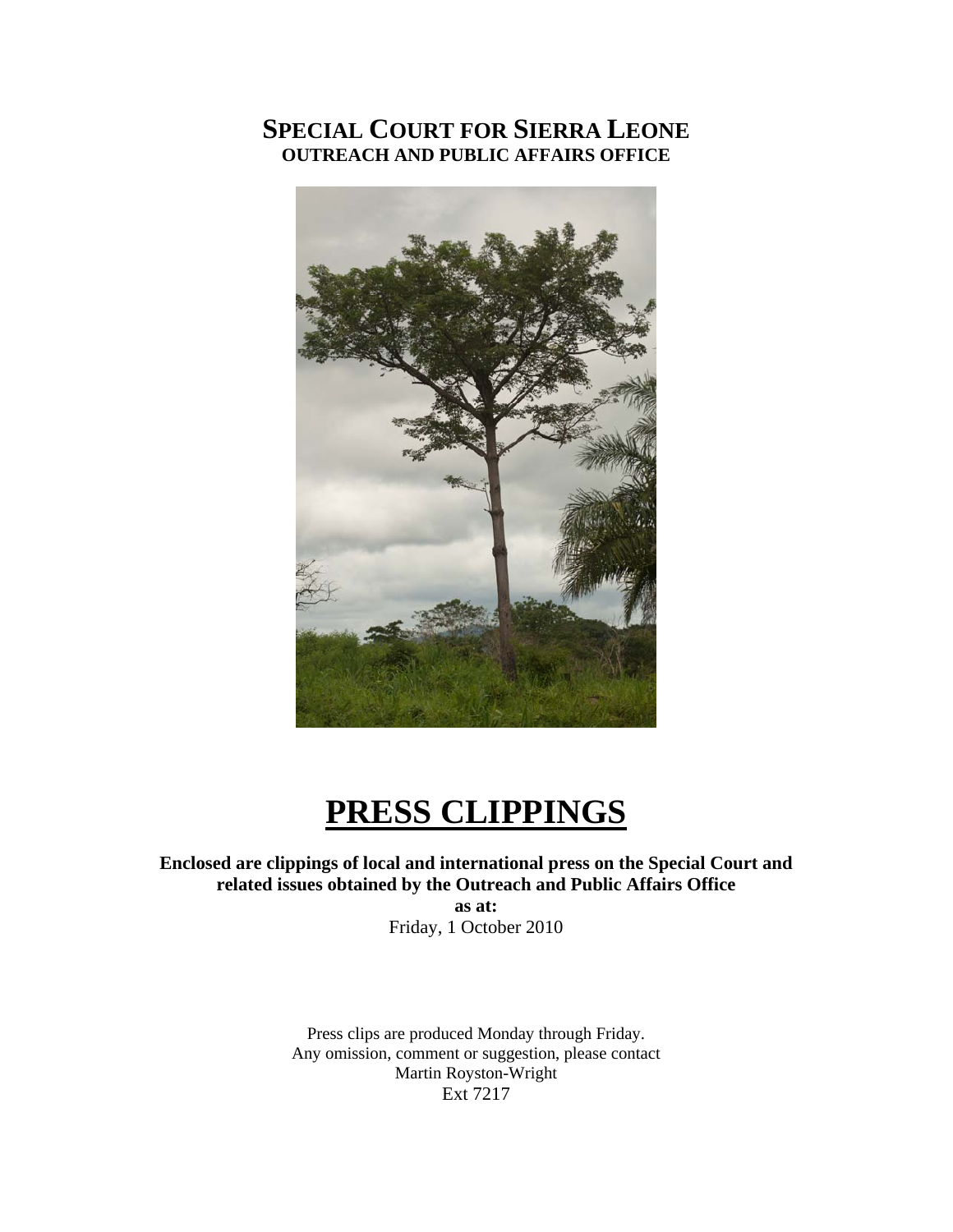# SPECIAL COURT FOR SIERRA LEONE
## OUTREACH AND PUBLIC AFFAIRS OFFICE

# PRESS CLIPPINGS

**Enclosed are clippings of local and international press on the Special Court and related issues obtained by the Outreach and Public Affairs Office**

**as at:**

Friday, 1 October 2010

Press clips are produced Monday through Friday.
Any omission, comment or suggestion, please contact
Martin Royston-Wright
Ext 7217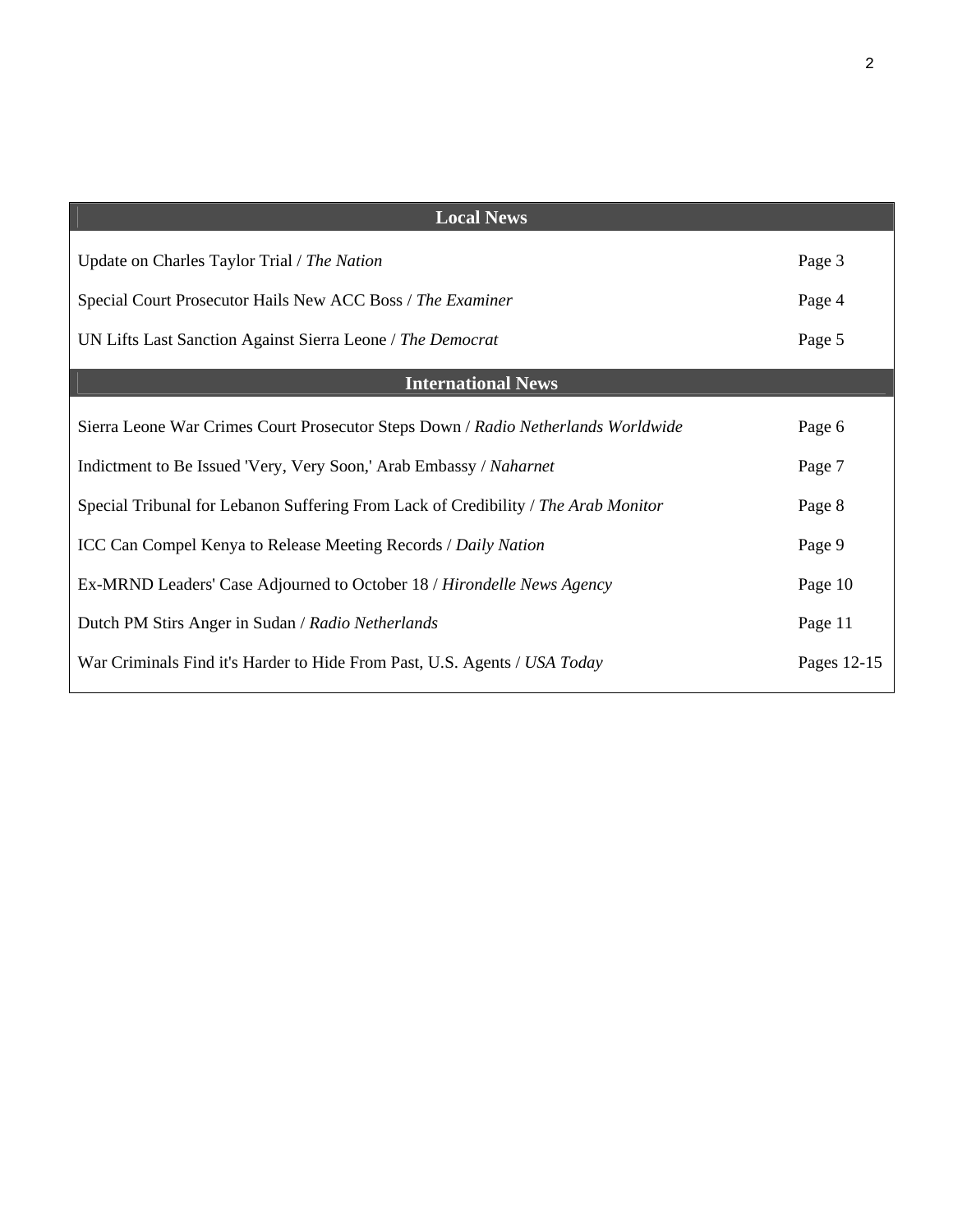| Local News | |
|---|---|
| Update on Charles Taylor Trial / *The Nation* | Page 3 |
| Special Court Prosecutor Hails New ACC Boss / *The Examiner* | Page 4 |
| UN Lifts Last Sanction Against Sierra Leone / *The Democrat* | Page 5 |
| **International News** | |
| Sierra Leone War Crimes Court Prosecutor Steps Down / *Radio Netherlands Worldwide* | Page 6 |
| Indictment to Be Issued 'Very, Very Soon,' Arab Embassy / *Naharnet* | Page 7 |
| Special Tribunal for Lebanon Suffering From Lack of Credibility / *The Arab Monitor* | Page 8 |
| ICC Can Compel Kenya to Release Meeting Records / *Daily Nation* | Page 9 |
| Ex-MRND Leaders' Case Adjourned to October 18 / *Hirondelle News Agency* | Page 10 |
| Dutch PM Stirs Anger in Sudan / *Radio Netherlands* | Page 11 |
| War Criminals Find it's Harder to Hide From Past, U.S. Agents / *USA Today* | Pages 12-15 |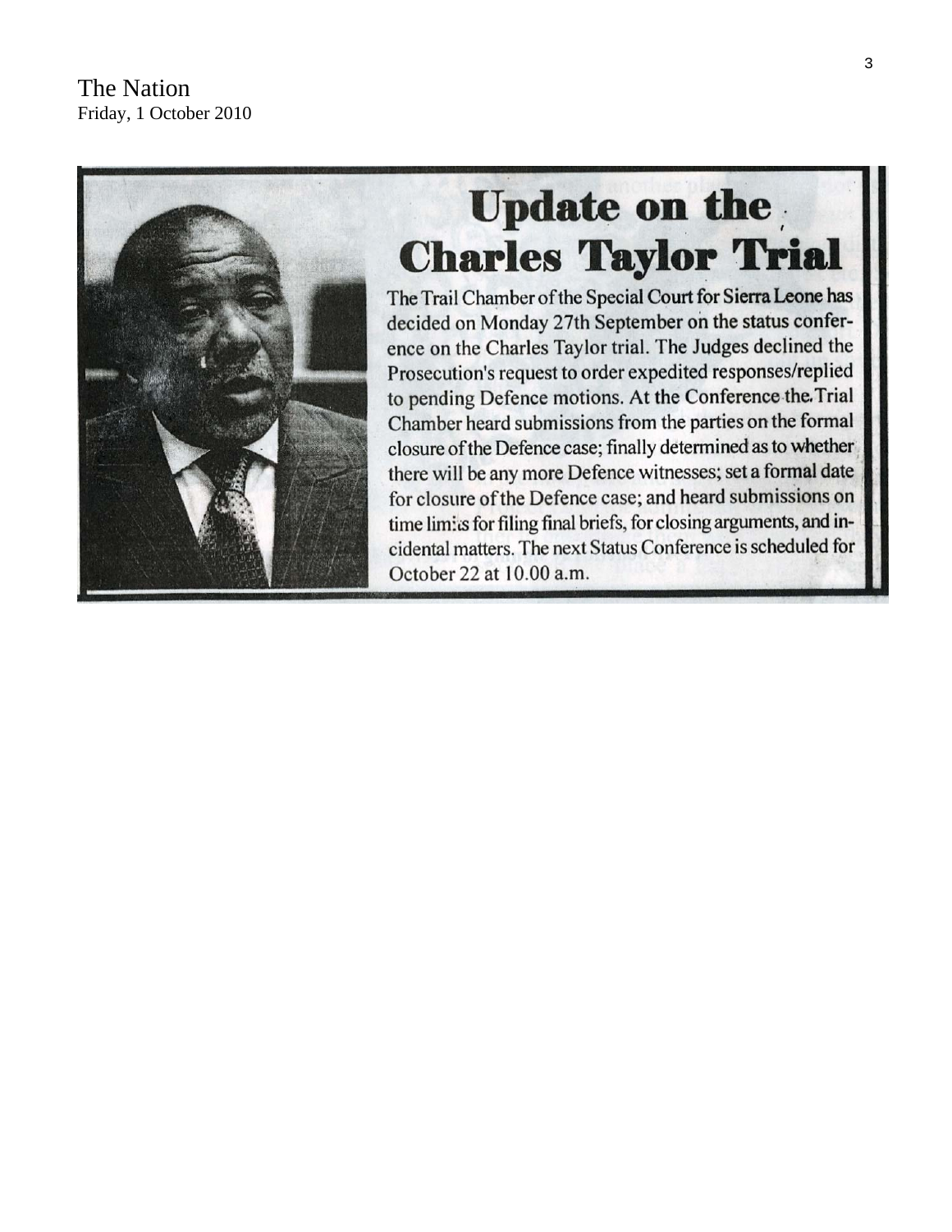The Nation
Friday, 1 October 2010

# Update on the Charles Taylor Trial

The Trail Chamber of the Special Court for Sierra Leone has decided on Monday 27th September on the status conference on the Charles Taylor trial. The Judges declined the Prosecution's request to order expedited responses/replied to pending Defence motions. At the Conference the Trial Chamber heard submissions from the parties on the formal closure of the Defence case; finally determined as to whether there will be any more Defence witnesses; set a formal date for closure of the Defence case; and heard submissions on time limits for filing final briefs, for closing arguments, and incidental matters. The next Status Conference is scheduled for October 22 at 10.00 a.m.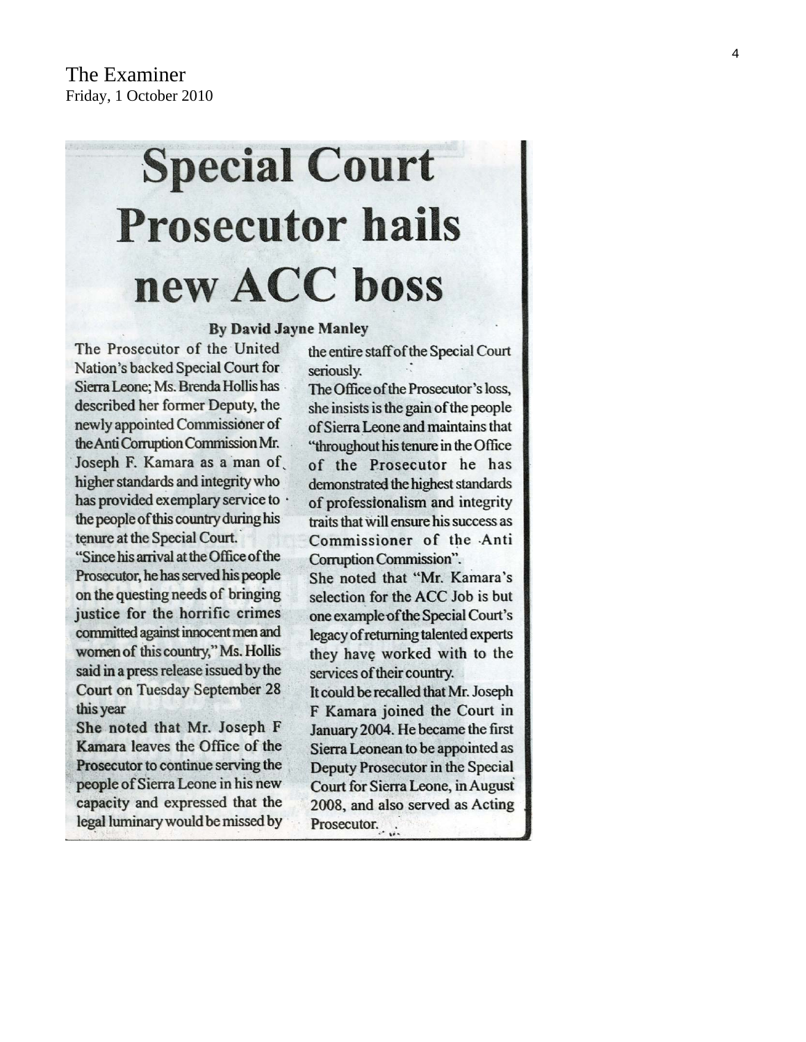The Examiner
Friday, 1 October 2010

# Special Court Prosecutor hails new ACC boss

**By David Jayne Manley**

The Prosecutor of the United Nation's backed Special Court for Sierra Leone; Ms. Brenda Hollis has described her former Deputy, the newly appointed Commissioner of the Anti Corruption Commission Mr. Joseph F. Kamara as a man of higher standards and integrity who has provided exemplary service to the people of this country during his tenure at the Special Court.

"Since his arrival at the Office of the Prosecutor, he has served his people on the questing needs of bringing justice for the horrific crimes committed against innocent men and women of this country," Ms. Hollis said in a press release issued by the Court on Tuesday September 28 this year

She noted that Mr. Joseph F Kamara leaves the Office of the Prosecutor to continue serving the people of Sierra Leone in his new capacity and expressed that the legal luminary would be missed by the entire staff of the Special Court seriously.

The Office of the Prosecutor's loss, she insists is the gain of the people of Sierra Leone and maintains that "throughout his tenure in the Office of the Prosecutor he has demonstrated the highest standards of professionalism and integrity traits that will ensure his success as Commissioner of the Anti Corruption Commission".

She noted that "Mr. Kamara's selection for the ACC Job is but one example of the Special Court's legacy of returning talented experts they have worked with to the services of their country.

It could be recalled that Mr. Joseph F Kamara joined the Court in January 2004. He became the first Sierra Leonean to be appointed as Deputy Prosecutor in the Special Court for Sierra Leone, in August 2008, and also served as Acting Prosecutor.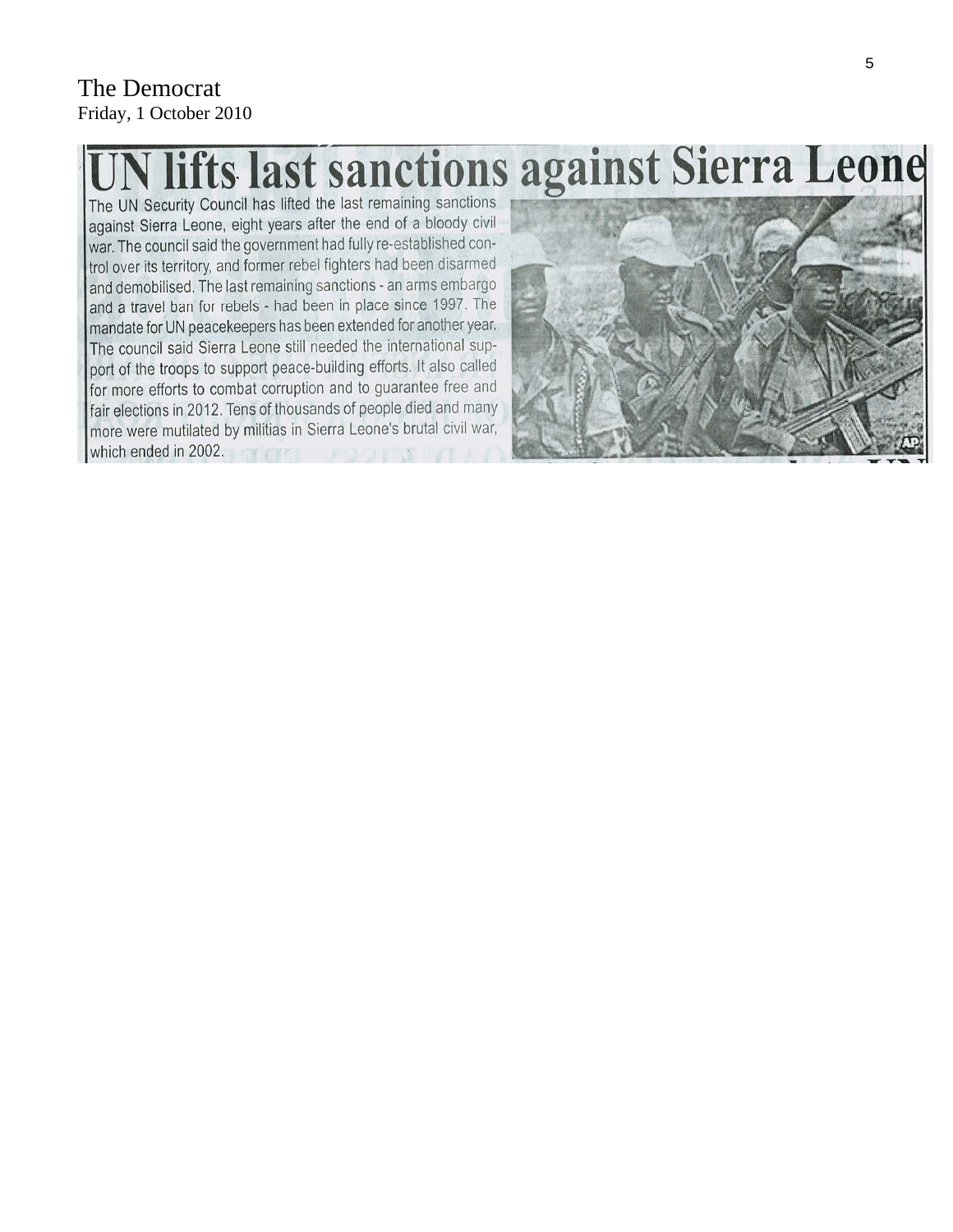The Democrat
Friday, 1 October 2010

# UN lifts last sanctions against Sierra Leone

The UN Security Council has lifted the last remaining sanctions against Sierra Leone, eight years after the end of a bloody civil war. The council said the government had fully re-established control over its territory, and former rebel fighters had been disarmed and demobilised. The last remaining sanctions - an arms embargo and a travel ban for rebels - had been in place since 1997. The mandate for UN peacekeepers has been extended for another year. The council said Sierra Leone still needed the international support of the troops to support peace-building efforts. It also called for more efforts to combat corruption and to guarantee free and fair elections in 2012. Tens of thousands of people died and many more were mutilated by militias in Sierra Leone's brutal civil war, which ended in 2002.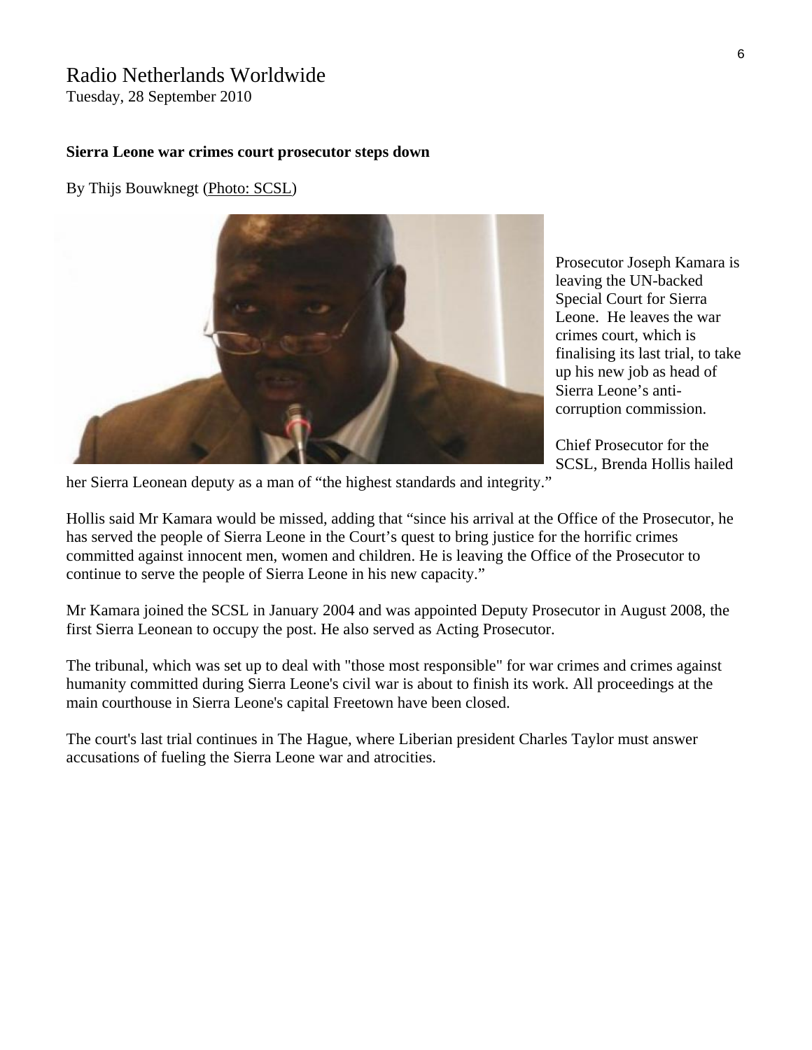# Radio Netherlands Worldwide

Tuesday, 28 September 2010

**Sierra Leone war crimes court prosecutor steps down**

By Thijs Bouwknegt (Photo: SCSL)

Prosecutor Joseph Kamara is leaving the UN-backed Special Court for Sierra Leone. He leaves the war crimes court, which is finalising its last trial, to take up his new job as head of Sierra Leone's anti-corruption commission.

Chief Prosecutor for the SCSL, Brenda Hollis hailed her Sierra Leonean deputy as a man of "the highest standards and integrity."

Hollis said Mr Kamara would be missed, adding that "since his arrival at the Office of the Prosecutor, he has served the people of Sierra Leone in the Court's quest to bring justice for the horrific crimes committed against innocent men, women and children. He is leaving the Office of the Prosecutor to continue to serve the people of Sierra Leone in his new capacity."

Mr Kamara joined the SCSL in January 2004 and was appointed Deputy Prosecutor in August 2008, the first Sierra Leonean to occupy the post. He also served as Acting Prosecutor.

The tribunal, which was set up to deal with "those most responsible" for war crimes and crimes against humanity committed during Sierra Leone's civil war is about to finish its work. All proceedings at the main courthouse in Sierra Leone's capital Freetown have been closed.

The court's last trial continues in The Hague, where Liberian president Charles Taylor must answer accusations of fueling the Sierra Leone war and atrocities.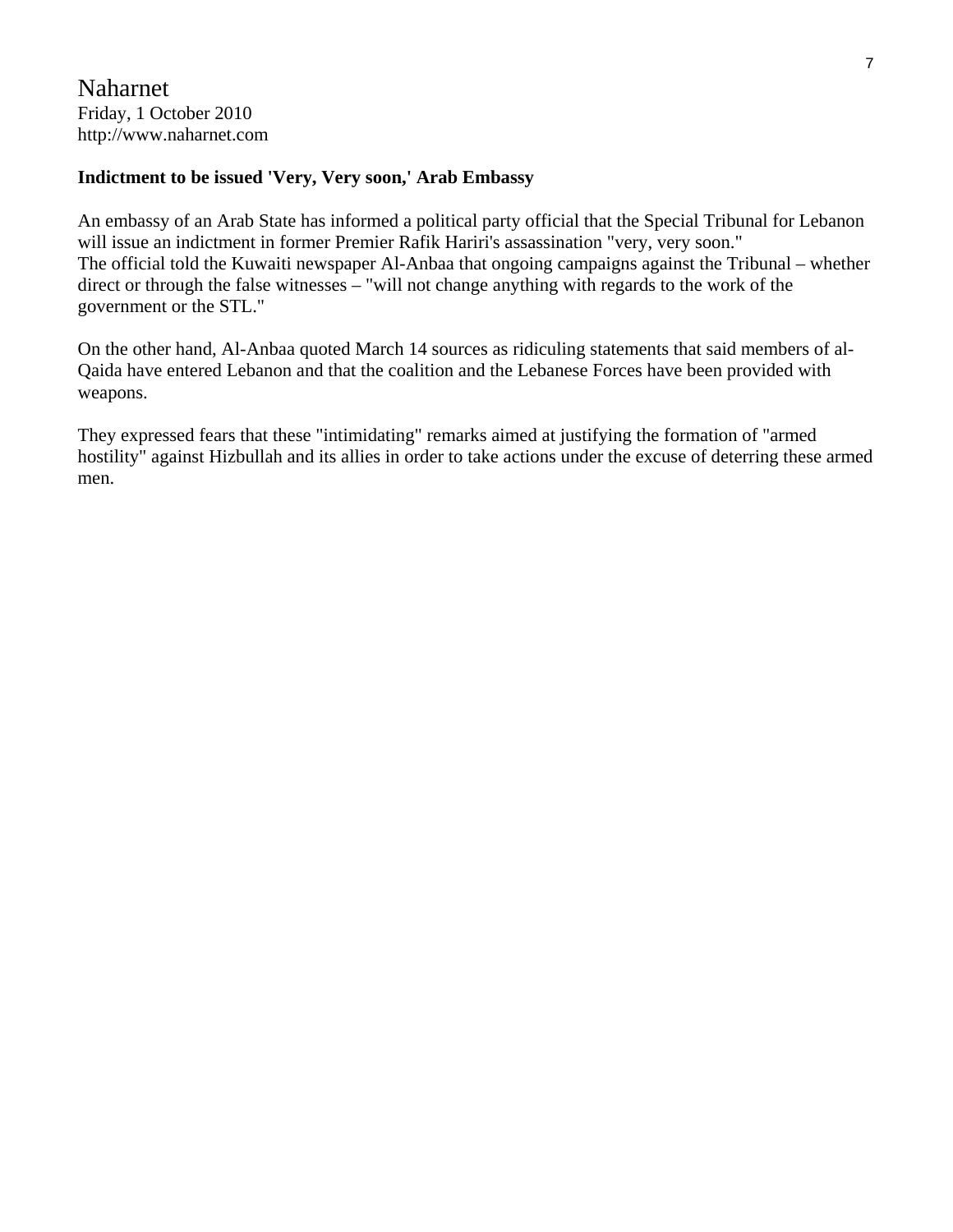Naharnet
Friday, 1 October 2010
http://www.naharnet.com

**Indictment to be issued 'Very, Very soon,' Arab Embassy**

An embassy of an Arab State has informed a political party official that the Special Tribunal for Lebanon will issue an indictment in former Premier Rafik Hariri's assassination "very, very soon."
The official told the Kuwaiti newspaper Al-Anbaa that ongoing campaigns against the Tribunal – whether direct or through the false witnesses – "will not change anything with regards to the work of the government or the STL."

On the other hand, Al-Anbaa quoted March 14 sources as ridiculing statements that said members of al-Qaida have entered Lebanon and that the coalition and the Lebanese Forces have been provided with weapons.

They expressed fears that these "intimidating" remarks aimed at justifying the formation of "armed hostility" against Hizbullah and its allies in order to take actions under the excuse of deterring these armed men.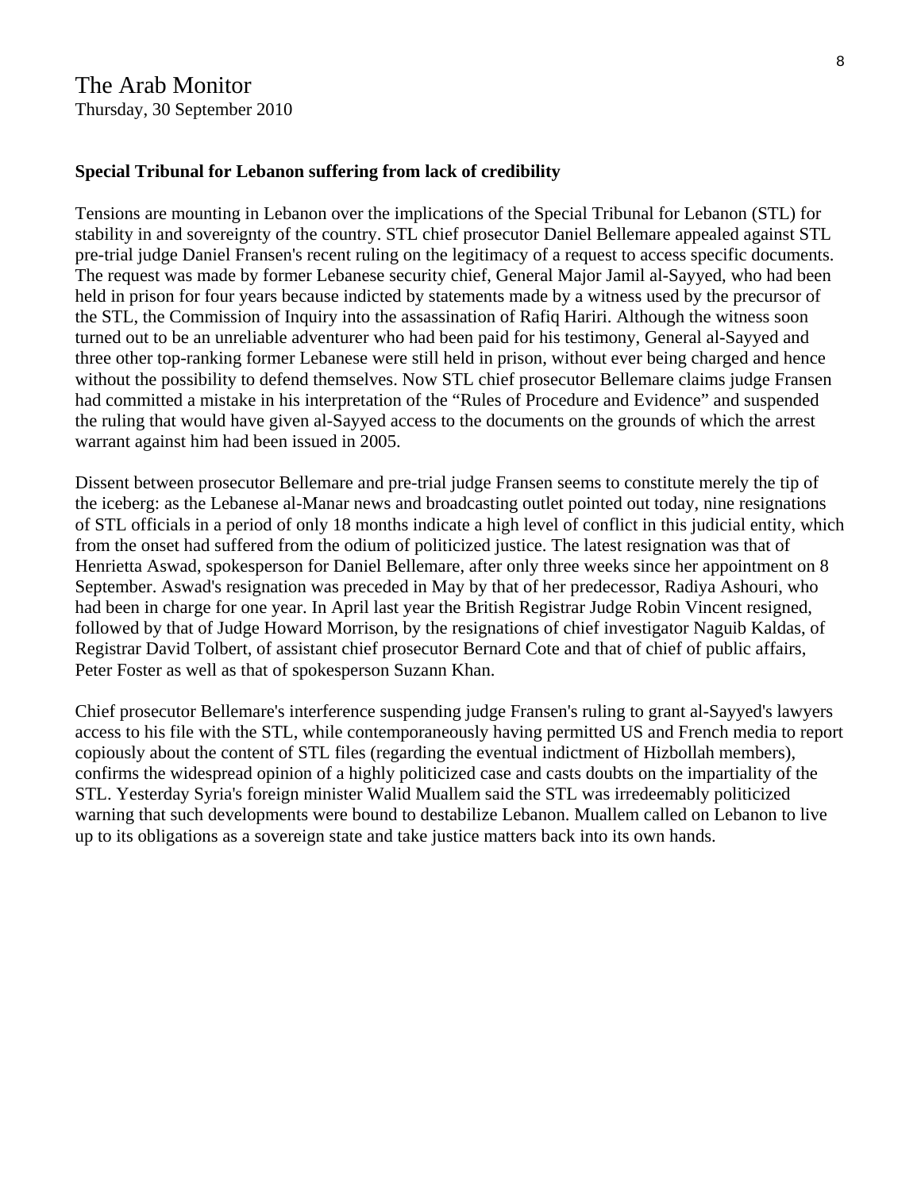The Arab Monitor
Thursday, 30 September 2010

**Special Tribunal for Lebanon suffering from lack of credibility**

Tensions are mounting in Lebanon over the implications of the Special Tribunal for Lebanon (STL) for stability in and sovereignty of the country. STL chief prosecutor Daniel Bellemare appealed against STL pre-trial judge Daniel Fransen's recent ruling on the legitimacy of a request to access specific documents. The request was made by former Lebanese security chief, General Major Jamil al-Sayyed, who had been held in prison for four years because indicted by statements made by a witness used by the precursor of the STL, the Commission of Inquiry into the assassination of Rafiq Hariri. Although the witness soon turned out to be an unreliable adventurer who had been paid for his testimony, General al-Sayyed and three other top-ranking former Lebanese were still held in prison, without ever being charged and hence without the possibility to defend themselves. Now STL chief prosecutor Bellemare claims judge Fransen had committed a mistake in his interpretation of the "Rules of Procedure and Evidence" and suspended the ruling that would have given al-Sayyed access to the documents on the grounds of which the arrest warrant against him had been issued in 2005.

Dissent between prosecutor Bellemare and pre-trial judge Fransen seems to constitute merely the tip of the iceberg: as the Lebanese al-Manar news and broadcasting outlet pointed out today, nine resignations of STL officials in a period of only 18 months indicate a high level of conflict in this judicial entity, which from the onset had suffered from the odium of politicized justice. The latest resignation was that of Henrietta Aswad, spokesperson for Daniel Bellemare, after only three weeks since her appointment on 8 September. Aswad's resignation was preceded in May by that of her predecessor, Radiya Ashouri, who had been in charge for one year. In April last year the British Registrar Judge Robin Vincent resigned, followed by that of Judge Howard Morrison, by the resignations of chief investigator Naguib Kaldas, of Registrar David Tolbert, of assistant chief prosecutor Bernard Cote and that of chief of public affairs, Peter Foster as well as that of spokesperson Suzann Khan.

Chief prosecutor Bellemare's interference suspending judge Fransen's ruling to grant al-Sayyed's lawyers access to his file with the STL, while contemporaneously having permitted US and French media to report copiously about the content of STL files (regarding the eventual indictment of Hizbollah members), confirms the widespread opinion of a highly politicized case and casts doubts on the impartiality of the STL. Yesterday Syria's foreign minister Walid Muallem said the STL was irredeemably politicized warning that such developments were bound to destabilize Lebanon. Muallem called on Lebanon to live up to its obligations as a sovereign state and take justice matters back into its own hands.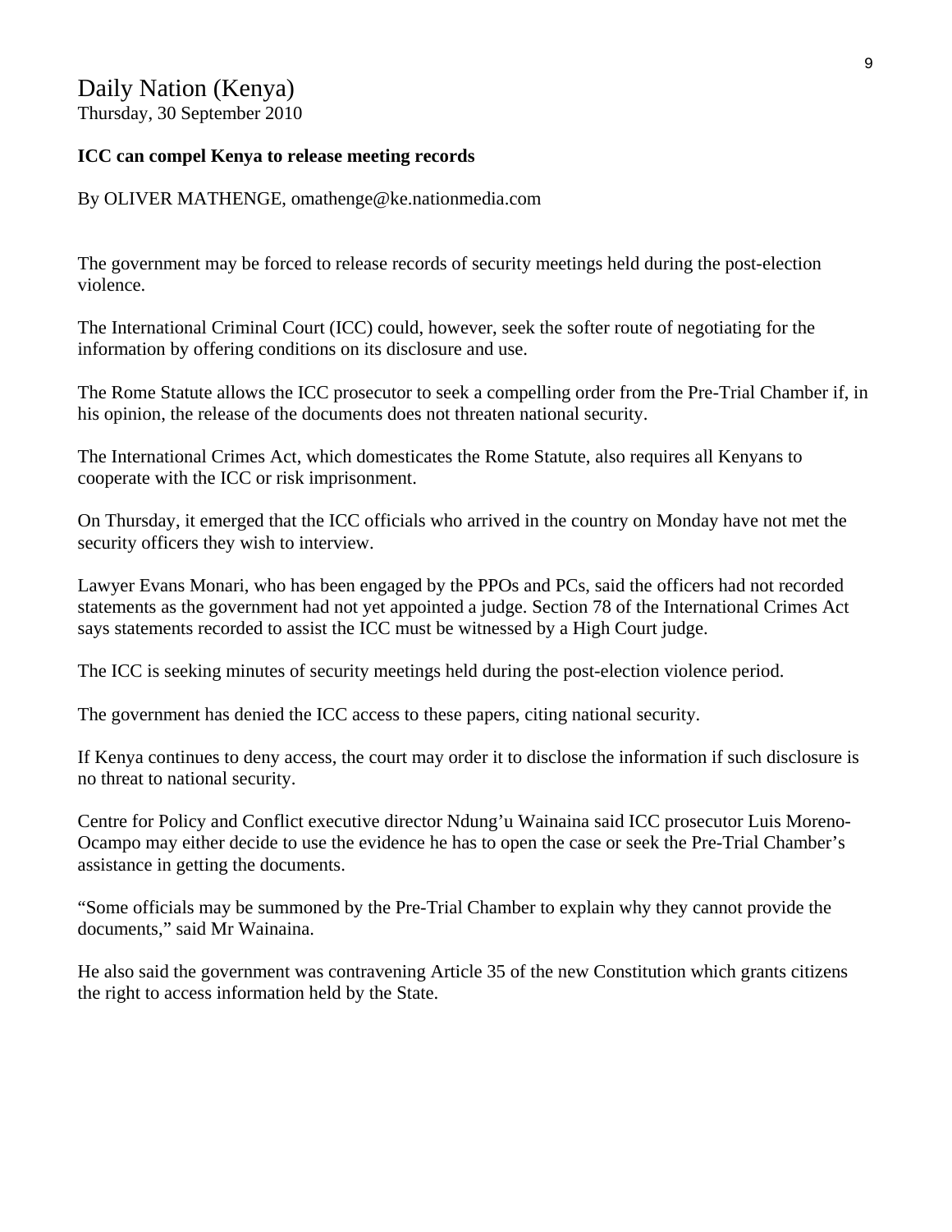# Daily Nation (Kenya)

Thursday, 30 September 2010

**ICC can compel Kenya to release meeting records**

By OLIVER MATHENGE, omathenge@ke.nationmedia.com

The government may be forced to release records of security meetings held during the post-election violence.

The International Criminal Court (ICC) could, however, seek the softer route of negotiating for the information by offering conditions on its disclosure and use.

The Rome Statute allows the ICC prosecutor to seek a compelling order from the Pre-Trial Chamber if, in his opinion, the release of the documents does not threaten national security.

The International Crimes Act, which domesticates the Rome Statute, also requires all Kenyans to cooperate with the ICC or risk imprisonment.

On Thursday, it emerged that the ICC officials who arrived in the country on Monday have not met the security officers they wish to interview.

Lawyer Evans Monari, who has been engaged by the PPOs and PCs, said the officers had not recorded statements as the government had not yet appointed a judge. Section 78 of the International Crimes Act says statements recorded to assist the ICC must be witnessed by a High Court judge.

The ICC is seeking minutes of security meetings held during the post-election violence period.

The government has denied the ICC access to these papers, citing national security.

If Kenya continues to deny access, the court may order it to disclose the information if such disclosure is no threat to national security.

Centre for Policy and Conflict executive director Ndung'u Wainaina said ICC prosecutor Luis Moreno-Ocampo may either decide to use the evidence he has to open the case or seek the Pre-Trial Chamber's assistance in getting the documents.

"Some officials may be summoned by the Pre-Trial Chamber to explain why they cannot provide the documents," said Mr Wainaina.

He also said the government was contravening Article 35 of the new Constitution which grants citizens the right to access information held by the State.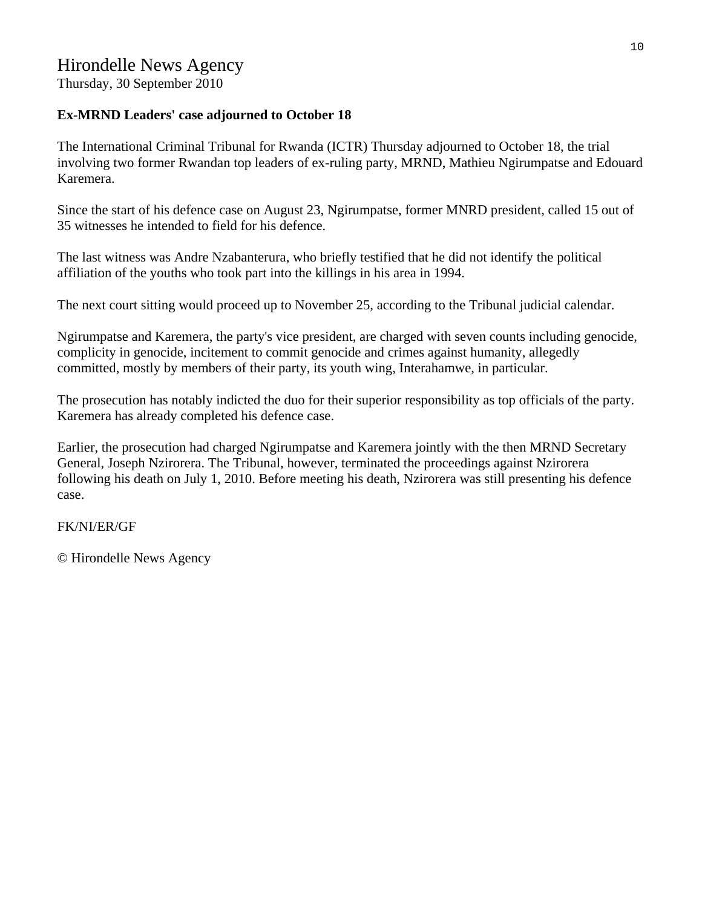# Hirondelle News Agency

Thursday, 30 September 2010

**Ex-MRND Leaders' case adjourned to October 18**

The International Criminal Tribunal for Rwanda (ICTR) Thursday adjourned to October 18, the trial involving two former Rwandan top leaders of ex-ruling party, MRND, Mathieu Ngirumpatse and Edouard Karemera.

Since the start of his defence case on August 23, Ngirumpatse, former MNRD president, called 15 out of 35 witnesses he intended to field for his defence.

The last witness was Andre Nzabanterura, who briefly testified that he did not identify the political affiliation of the youths who took part into the killings in his area in 1994.

The next court sitting would proceed up to November 25, according to the Tribunal judicial calendar.

Ngirumpatse and Karemera, the party's vice president, are charged with seven counts including genocide, complicity in genocide, incitement to commit genocide and crimes against humanity, allegedly committed, mostly by members of their party, its youth wing, Interahamwe, in particular.

The prosecution has notably indicted the duo for their superior responsibility as top officials of the party. Karemera has already completed his defence case.

Earlier, the prosecution had charged Ngirumpatse and Karemera jointly with the then MRND Secretary General, Joseph Nzirorera. The Tribunal, however, terminated the proceedings against Nzirorera following his death on July 1, 2010. Before meeting his death, Nzirorera was still presenting his defence case.

FK/NI/ER/GF

© Hirondelle News Agency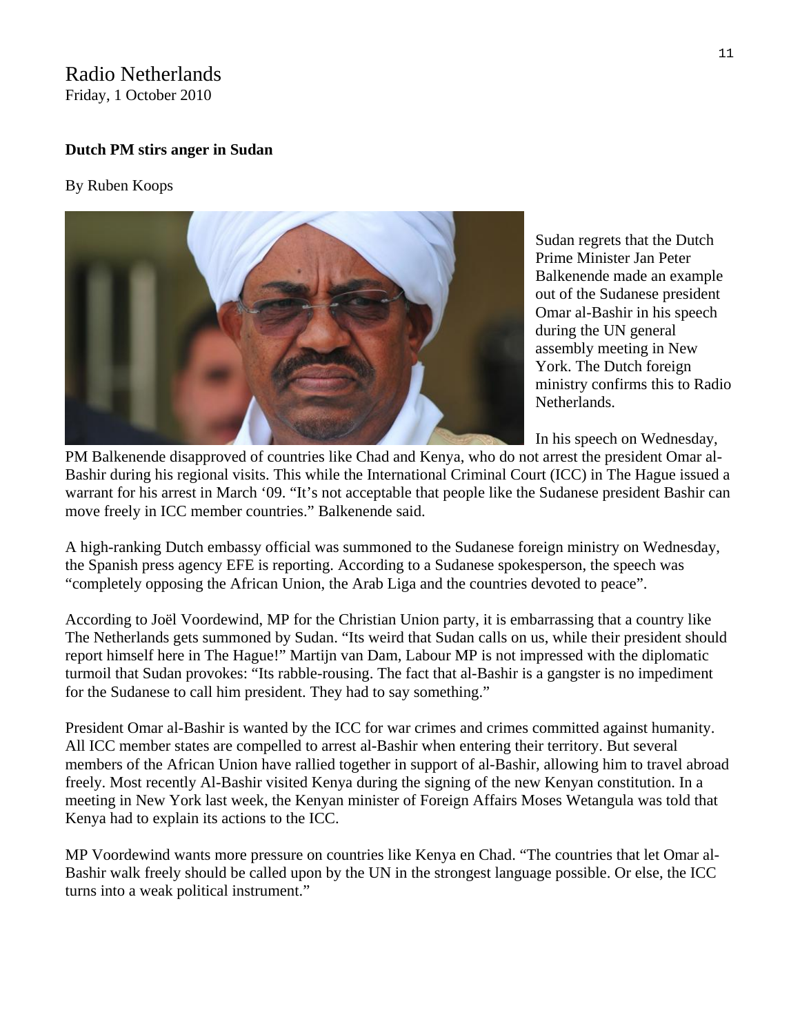Radio Netherlands
Friday, 1 October 2010

**Dutch PM stirs anger in Sudan**

By Ruben Koops

Sudan regrets that the Dutch Prime Minister Jan Peter Balkenende made an example out of the Sudanese president Omar al-Bashir in his speech during the UN general assembly meeting in New York. The Dutch foreign ministry confirms this to Radio Netherlands.

In his speech on Wednesday, PM Balkenende disapproved of countries like Chad and Kenya, who do not arrest the president Omar al-Bashir during his regional visits. This while the International Criminal Court (ICC) in The Hague issued a warrant for his arrest in March '09. "It's not acceptable that people like the Sudanese president Bashir can move freely in ICC member countries." Balkenende said.

A high-ranking Dutch embassy official was summoned to the Sudanese foreign ministry on Wednesday, the Spanish press agency EFE is reporting. According to a Sudanese spokesperson, the speech was "completely opposing the African Union, the Arab Liga and the countries devoted to peace".

According to Joël Voordewind, MP for the Christian Union party, it is embarrassing that a country like The Netherlands gets summoned by Sudan. "Its weird that Sudan calls on us, while their president should report himself here in The Hague!" Martijn van Dam, Labour MP is not impressed with the diplomatic turmoil that Sudan provokes: "Its rabble-rousing. The fact that al-Bashir is a gangster is no impediment for the Sudanese to call him president. They had to say something."

President Omar al-Bashir is wanted by the ICC for war crimes and crimes committed against humanity. All ICC member states are compelled to arrest al-Bashir when entering their territory. But several members of the African Union have rallied together in support of al-Bashir, allowing him to travel abroad freely. Most recently Al-Bashir visited Kenya during the signing of the new Kenyan constitution. In a meeting in New York last week, the Kenyan minister of Foreign Affairs Moses Wetangula was told that Kenya had to explain its actions to the ICC.

MP Voordewind wants more pressure on countries like Kenya en Chad. "The countries that let Omar al-Bashir walk freely should be called upon by the UN in the strongest language possible. Or else, the ICC turns into a weak political instrument."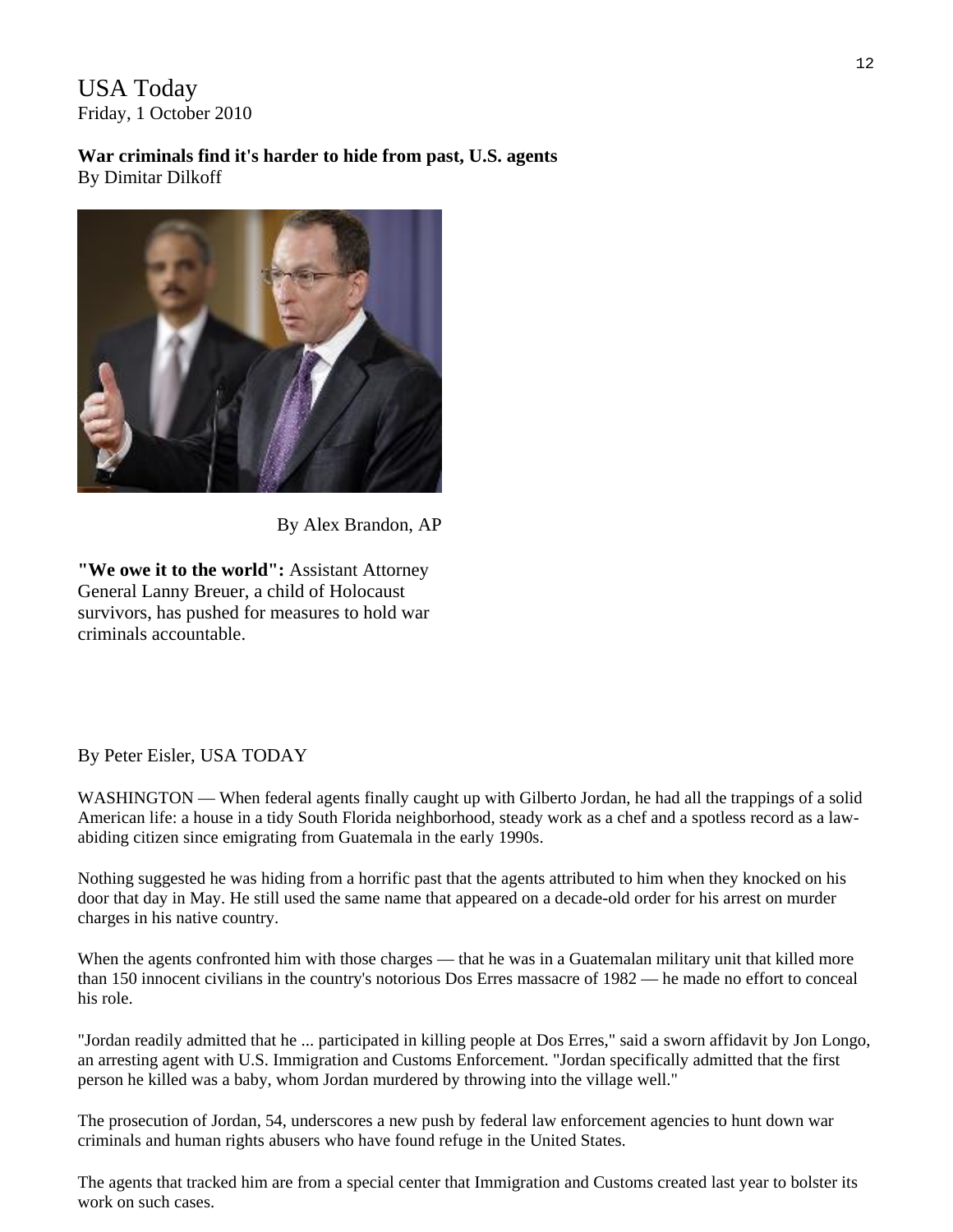USA Today
Friday, 1 October 2010

**War criminals find it's harder to hide from past, U.S. agents**
By Dimitar Dilkoff

By Alex Brandon, AP

**"We owe it to the world":** Assistant Attorney General Lanny Breuer, a child of Holocaust survivors, has pushed for measures to hold war criminals accountable.

By Peter Eisler, USA TODAY

WASHINGTON — When federal agents finally caught up with Gilberto Jordan, he had all the trappings of a solid American life: a house in a tidy South Florida neighborhood, steady work as a chef and a spotless record as a law-abiding citizen since emigrating from Guatemala in the early 1990s.

Nothing suggested he was hiding from a horrific past that the agents attributed to him when they knocked on his door that day in May. He still used the same name that appeared on a decade-old order for his arrest on murder charges in his native country.

When the agents confronted him with those charges — that he was in a Guatemalan military unit that killed more than 150 innocent civilians in the country's notorious Dos Erres massacre of 1982 — he made no effort to conceal his role.

"Jordan readily admitted that he ... participated in killing people at Dos Erres," said a sworn affidavit by Jon Longo, an arresting agent with U.S. Immigration and Customs Enforcement. "Jordan specifically admitted that the first person he killed was a baby, whom Jordan murdered by throwing into the village well."

The prosecution of Jordan, 54, underscores a new push by federal law enforcement agencies to hunt down war criminals and human rights abusers who have found refuge in the United States.

The agents that tracked him are from a special center that Immigration and Customs created last year to bolster its work on such cases.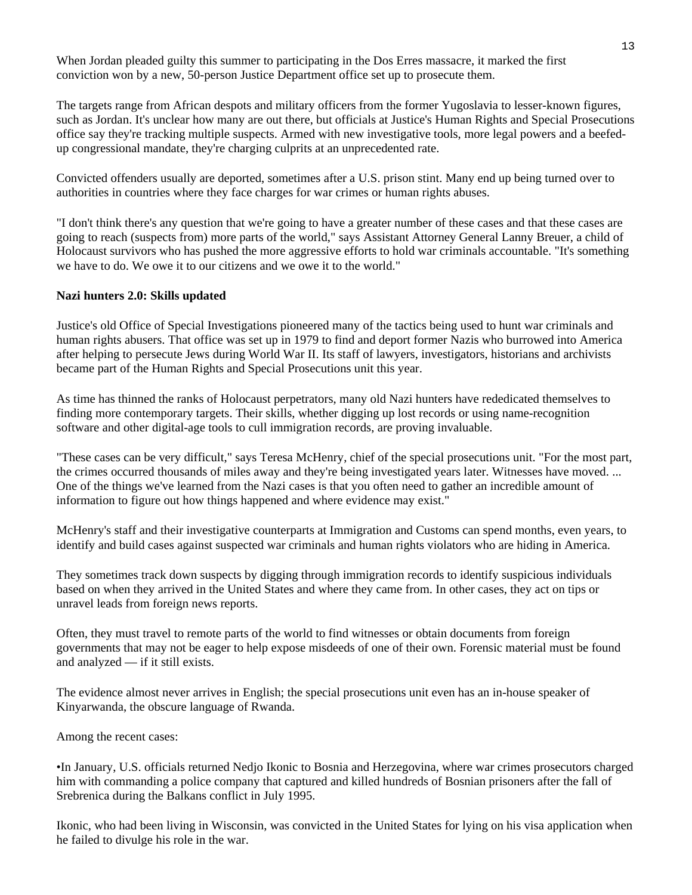When Jordan pleaded guilty this summer to participating in the Dos Erres massacre, it marked the first conviction won by a new, 50-person Justice Department office set up to prosecute them.

The targets range from African despots and military officers from the former Yugoslavia to lesser-known figures, such as Jordan. It's unclear how many are out there, but officials at Justice's Human Rights and Special Prosecutions office say they're tracking multiple suspects. Armed with new investigative tools, more legal powers and a beefed-up congressional mandate, they're charging culprits at an unprecedented rate.

Convicted offenders usually are deported, sometimes after a U.S. prison stint. Many end up being turned over to authorities in countries where they face charges for war crimes or human rights abuses.

"I don't think there's any question that we're going to have a greater number of these cases and that these cases are going to reach (suspects from) more parts of the world," says Assistant Attorney General Lanny Breuer, a child of Holocaust survivors who has pushed the more aggressive efforts to hold war criminals accountable. "It's something we have to do. We owe it to our citizens and we owe it to the world."

**Nazi hunters 2.0: Skills updated**

Justice's old Office of Special Investigations pioneered many of the tactics being used to hunt war criminals and human rights abusers. That office was set up in 1979 to find and deport former Nazis who burrowed into America after helping to persecute Jews during World War II. Its staff of lawyers, investigators, historians and archivists became part of the Human Rights and Special Prosecutions unit this year.

As time has thinned the ranks of Holocaust perpetrators, many old Nazi hunters have rededicated themselves to finding more contemporary targets. Their skills, whether digging up lost records or using name-recognition software and other digital-age tools to cull immigration records, are proving invaluable.

"These cases can be very difficult," says Teresa McHenry, chief of the special prosecutions unit. "For the most part, the crimes occurred thousands of miles away and they're being investigated years later. Witnesses have moved. ... One of the things we've learned from the Nazi cases is that you often need to gather an incredible amount of information to figure out how things happened and where evidence may exist."

McHenry's staff and their investigative counterparts at Immigration and Customs can spend months, even years, to identify and build cases against suspected war criminals and human rights violators who are hiding in America.

They sometimes track down suspects by digging through immigration records to identify suspicious individuals based on when they arrived in the United States and where they came from. In other cases, they act on tips or unravel leads from foreign news reports.

Often, they must travel to remote parts of the world to find witnesses or obtain documents from foreign governments that may not be eager to help expose misdeeds of one of their own. Forensic material must be found and analyzed — if it still exists.

The evidence almost never arrives in English; the special prosecutions unit even has an in-house speaker of Kinyarwanda, the obscure language of Rwanda.

Among the recent cases:

•In January, U.S. officials returned Nedjo Ikonic to Bosnia and Herzegovina, where war crimes prosecutors charged him with commanding a police company that captured and killed hundreds of Bosnian prisoners after the fall of Srebrenica during the Balkans conflict in July 1995.

Ikonic, who had been living in Wisconsin, was convicted in the United States for lying on his visa application when he failed to divulge his role in the war.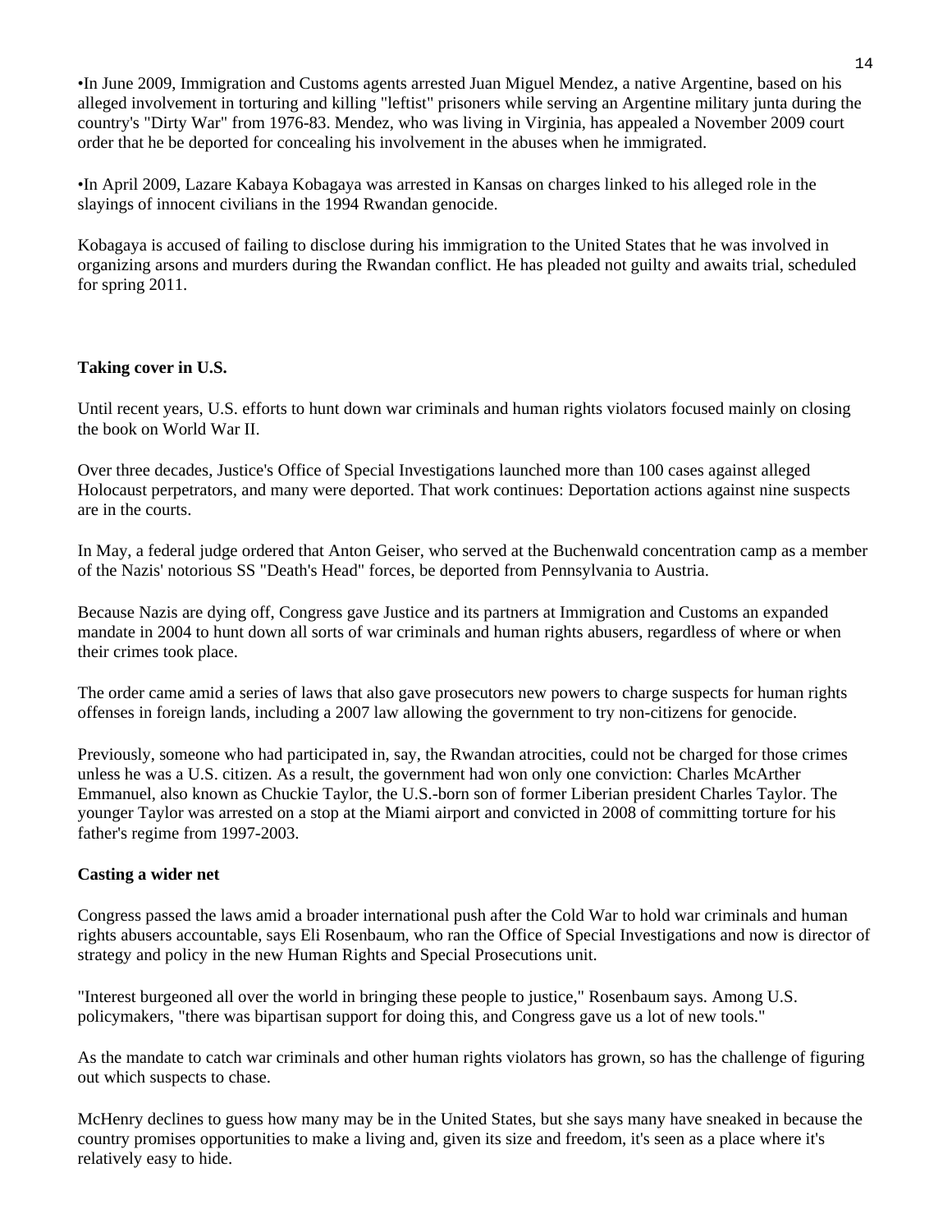•In June 2009, Immigration and Customs agents arrested Juan Miguel Mendez, a native Argentine, based on his alleged involvement in torturing and killing "leftist" prisoners while serving an Argentine military junta during the country's "Dirty War" from 1976-83. Mendez, who was living in Virginia, has appealed a November 2009 court order that he be deported for concealing his involvement in the abuses when he immigrated.

•In April 2009, Lazare Kabaya Kobagaya was arrested in Kansas on charges linked to his alleged role in the slayings of innocent civilians in the 1994 Rwandan genocide.

Kobagaya is accused of failing to disclose during his immigration to the United States that he was involved in organizing arsons and murders during the Rwandan conflict. He has pleaded not guilty and awaits trial, scheduled for spring 2011.

**Taking cover in U.S.**

Until recent years, U.S. efforts to hunt down war criminals and human rights violators focused mainly on closing the book on World War II.

Over three decades, Justice's Office of Special Investigations launched more than 100 cases against alleged Holocaust perpetrators, and many were deported. That work continues: Deportation actions against nine suspects are in the courts.

In May, a federal judge ordered that Anton Geiser, who served at the Buchenwald concentration camp as a member of the Nazis' notorious SS "Death's Head" forces, be deported from Pennsylvania to Austria.

Because Nazis are dying off, Congress gave Justice and its partners at Immigration and Customs an expanded mandate in 2004 to hunt down all sorts of war criminals and human rights abusers, regardless of where or when their crimes took place.

The order came amid a series of laws that also gave prosecutors new powers to charge suspects for human rights offenses in foreign lands, including a 2007 law allowing the government to try non-citizens for genocide.

Previously, someone who had participated in, say, the Rwandan atrocities, could not be charged for those crimes unless he was a U.S. citizen. As a result, the government had won only one conviction: Charles McArther Emmanuel, also known as Chuckie Taylor, the U.S.-born son of former Liberian president Charles Taylor. The younger Taylor was arrested on a stop at the Miami airport and convicted in 2008 of committing torture for his father's regime from 1997-2003.

**Casting a wider net**

Congress passed the laws amid a broader international push after the Cold War to hold war criminals and human rights abusers accountable, says Eli Rosenbaum, who ran the Office of Special Investigations and now is director of strategy and policy in the new Human Rights and Special Prosecutions unit.

"Interest burgeoned all over the world in bringing these people to justice," Rosenbaum says. Among U.S. policymakers, "there was bipartisan support for doing this, and Congress gave us a lot of new tools."

As the mandate to catch war criminals and other human rights violators has grown, so has the challenge of figuring out which suspects to chase.

McHenry declines to guess how many may be in the United States, but she says many have sneaked in because the country promises opportunities to make a living and, given its size and freedom, it's seen as a place where it's relatively easy to hide.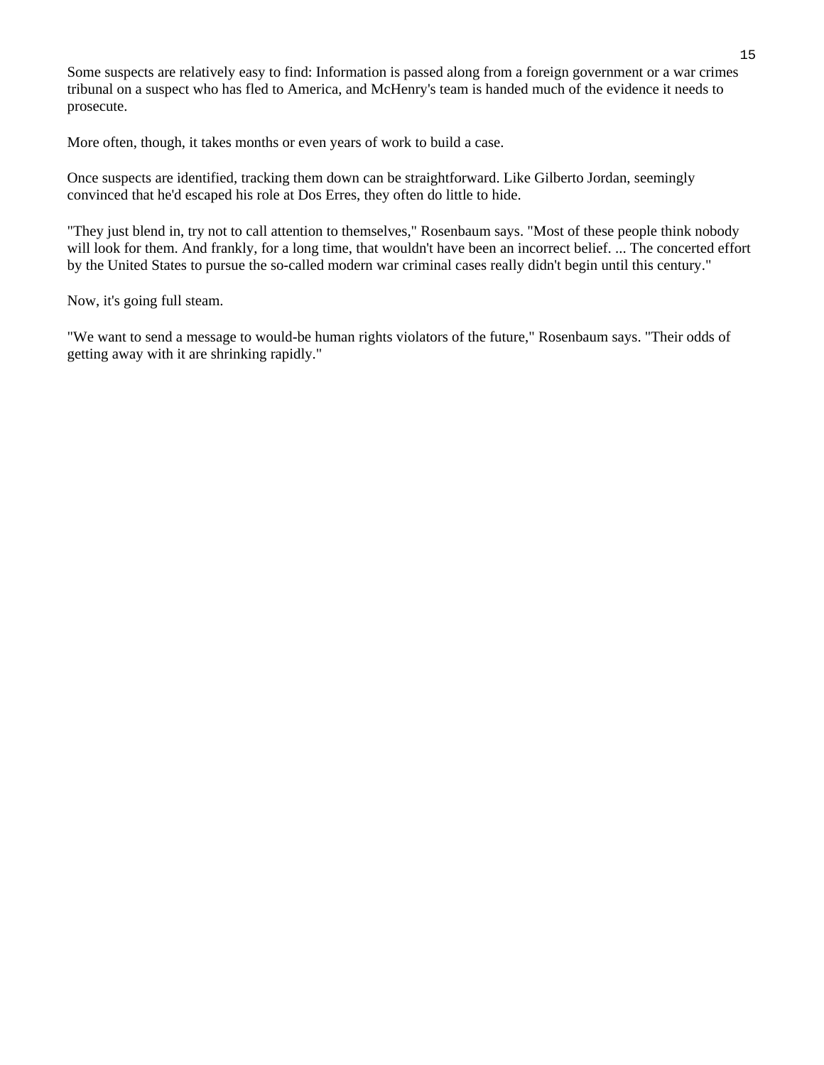Some suspects are relatively easy to find: Information is passed along from a foreign government or a war crimes tribunal on a suspect who has fled to America, and McHenry's team is handed much of the evidence it needs to prosecute.

More often, though, it takes months or even years of work to build a case.

Once suspects are identified, tracking them down can be straightforward. Like Gilberto Jordan, seemingly convinced that he'd escaped his role at Dos Erres, they often do little to hide.

"They just blend in, try not to call attention to themselves," Rosenbaum says. "Most of these people think nobody will look for them. And frankly, for a long time, that wouldn't have been an incorrect belief. ... The concerted effort by the United States to pursue the so-called modern war criminal cases really didn't begin until this century."

Now, it's going full steam.

"We want to send a message to would-be human rights violators of the future," Rosenbaum says. "Their odds of getting away with it are shrinking rapidly."